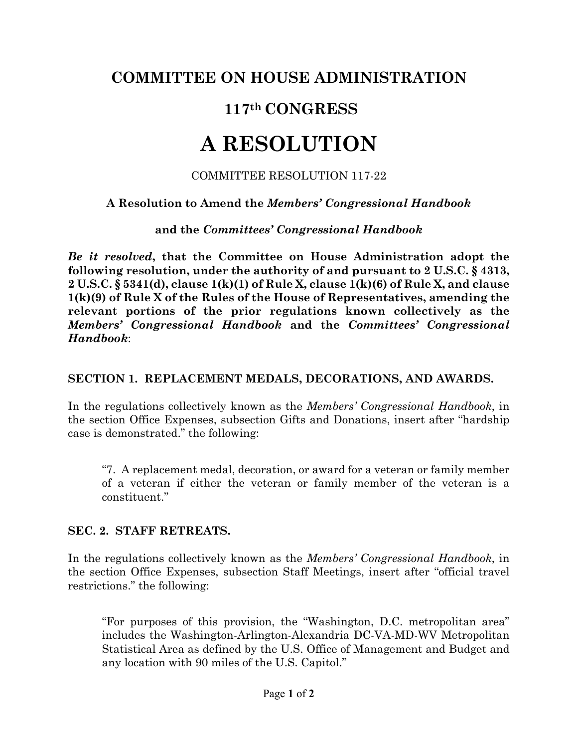# COMMITTEE ON HOUSE ADMINISTRATION

## 117th CONGRESS

# A RESOLUTION

COMMITTEE RESOLUTION 117-22

**A Resolution to Amend the *Members' Congressional Handbook***

**and the *Committees' Congressional Handbook***

***Be it resolved*, that the Committee on House Administration adopt the following resolution, under the authority of and pursuant to 2 U.S.C. § 4313, 2 U.S.C. § 5341(d), clause 1(k)(1) of Rule X, clause 1(k)(6) of Rule X, and clause 1(k)(9) of Rule X of the Rules of the House of Representatives, amending the relevant portions of the prior regulations known collectively as the *Members' Congressional Handbook* and the *Committees' Congressional Handbook*:**

### SECTION 1. REPLACEMENT MEDALS, DECORATIONS, AND AWARDS.

In the regulations collectively known as the *Members' Congressional Handbook*, in the section Office Expenses, subsection Gifts and Donations, insert after "hardship case is demonstrated." the following:

> "7. A replacement medal, decoration, or award for a veteran or family member of a veteran if either the veteran or family member of the veteran is a constituent."

### SEC. 2. STAFF RETREATS.

In the regulations collectively known as the *Members' Congressional Handbook*, in the section Office Expenses, subsection Staff Meetings, insert after "official travel restrictions." the following:

> "For purposes of this provision, the "Washington, D.C. metropolitan area" includes the Washington-Arlington-Alexandria DC-VA-MD-WV Metropolitan Statistical Area as defined by the U.S. Office of Management and Budget and any location with 90 miles of the U.S. Capitol."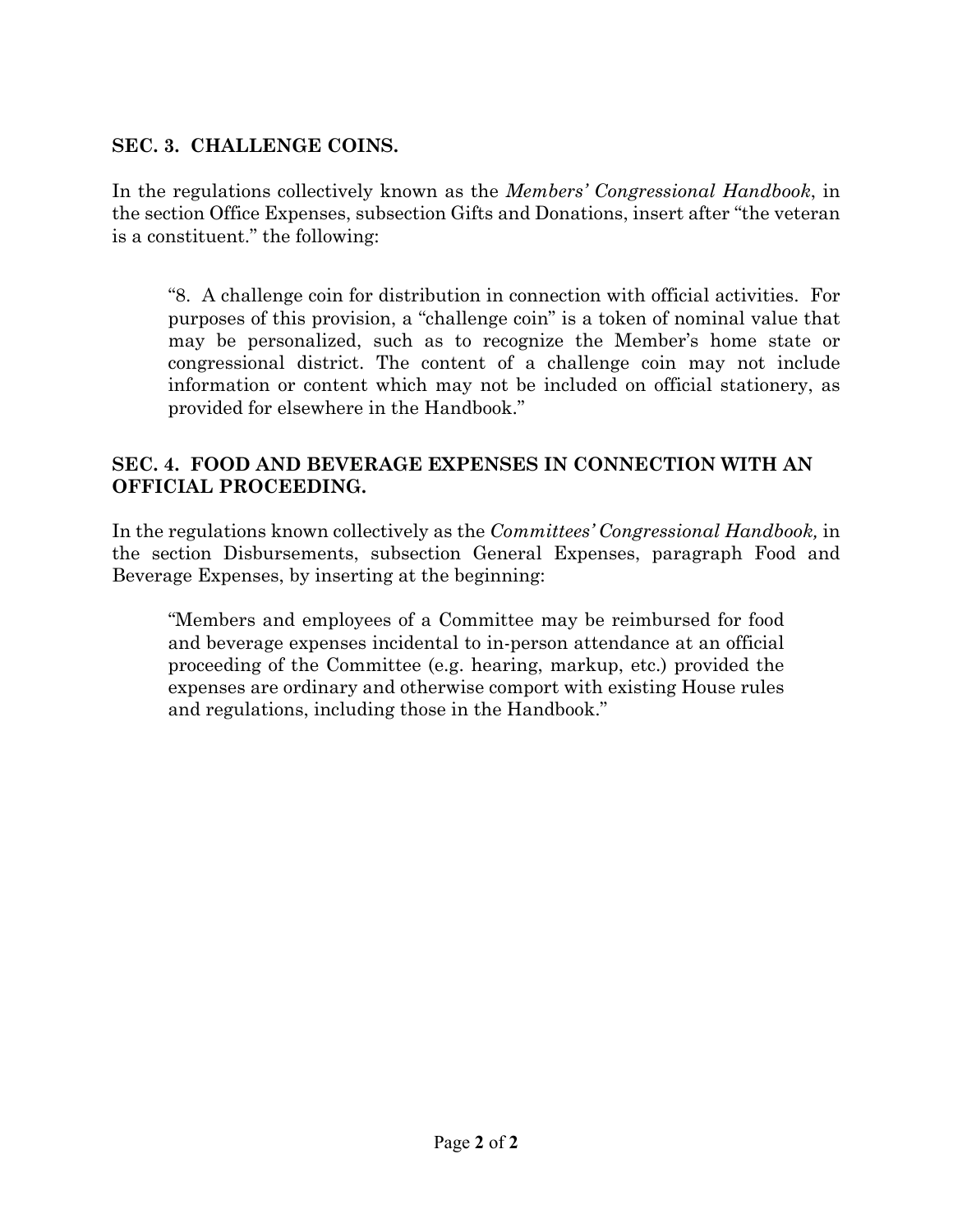**SEC. 3. CHALLENGE COINS.**

In the regulations collectively known as the *Members' Congressional Handbook*, in the section Office Expenses, subsection Gifts and Donations, insert after "the veteran is a constituent." the following:

> "8. A challenge coin for distribution in connection with official activities. For purposes of this provision, a "challenge coin" is a token of nominal value that may be personalized, such as to recognize the Member's home state or congressional district. The content of a challenge coin may not include information or content which may not be included on official stationery, as provided for elsewhere in the Handbook."

**SEC. 4. FOOD AND BEVERAGE EXPENSES IN CONNECTION WITH AN OFFICIAL PROCEEDING.**

In the regulations known collectively as the *Committees' Congressional Handbook,* in the section Disbursements, subsection General Expenses, paragraph Food and Beverage Expenses, by inserting at the beginning:

> "Members and employees of a Committee may be reimbursed for food and beverage expenses incidental to in-person attendance at an official proceeding of the Committee (e.g. hearing, markup, etc.) provided the expenses are ordinary and otherwise comport with existing House rules and regulations, including those in the Handbook."